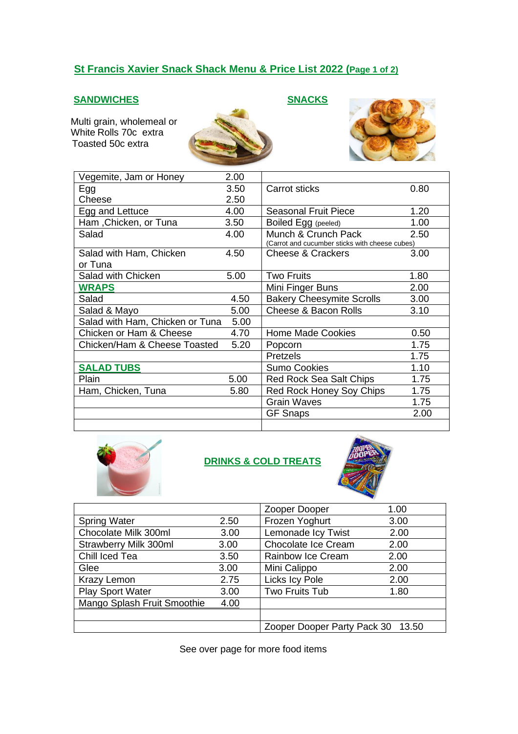# St Francis Xavier Snack Shack Menu & Price List 2022 (Page 1 of 2)

## SANDWICHES

Multi grain, wholemeal or White Rolls 70c extra
Toasted 50c extra

## SNACKS

| | | | |
|---|---|---|---|
| Vegemite, Jam or Honey | 2.00 | | |
| Egg<br>Cheese | 3.50<br>2.50 | Carrot sticks | 0.80 |
| Egg and Lettuce | 4.00 | Seasonal Fruit Piece | 1.20 |
| Ham ,Chicken, or Tuna | 3.50 | Boiled Egg (peeled) | 1.00 |
| Salad | 4.00 | Munch & Crunch Pack<br>(Carrot and cucumber sticks with cheese cubes) | 2.50 |
| Salad with Ham, Chicken or Tuna | 4.50 | Cheese & Crackers | 3.00 |
| Salad with Chicken | 5.00 | Two Fruits | 1.80 |
| **WRAPS** | | Mini Finger Buns | 2.00 |
| Salad | 4.50 | Bakery Cheesymite Scrolls | 3.00 |
| Salad & Mayo | 5.00 | Cheese & Bacon Rolls | 3.10 |
| Salad with Ham, Chicken or Tuna | 5.00 | | |
| Chicken or Ham & Cheese | 4.70 | Home Made Cookies | 0.50 |
| Chicken/Ham & Cheese Toasted | 5.20 | Popcorn | 1.75 |
| | | Pretzels | 1.75 |
| **SALAD TUBS** | | Sumo Cookies | 1.10 |
| Plain | 5.00 | Red Rock Sea Salt Chips | 1.75 |
| Ham, Chicken, Tuna | 5.80 | Red Rock Honey Soy Chips | 1.75 |
| | | Grain Waves | 1.75 |
| | | GF Snaps | 2.00 |
| | | | |

## DRINKS & COLD TREATS

| | | | |
|---|---|---|---|
| | | Zooper Dooper | 1.00 |
| Spring Water | 2.50 | Frozen Yoghurt | 3.00 |
| Chocolate Milk 300ml | 3.00 | Lemonade Icy Twist | 2.00 |
| Strawberry Milk 300ml | 3.00 | Chocolate Ice Cream | 2.00 |
| Chill Iced Tea | 3.50 | Rainbow Ice Cream | 2.00 |
| Glee | 3.00 | Mini Calippo | 2.00 |
| Krazy Lemon | 2.75 | Licks Icy Pole | 2.00 |
| Play Sport Water | 3.00 | Two Fruits Tub | 1.80 |
| Mango Splash Fruit Smoothie | 4.00 | | |
| | | | |
| | | Zooper Dooper Party Pack 30 | 13.50 |

See over page for more food items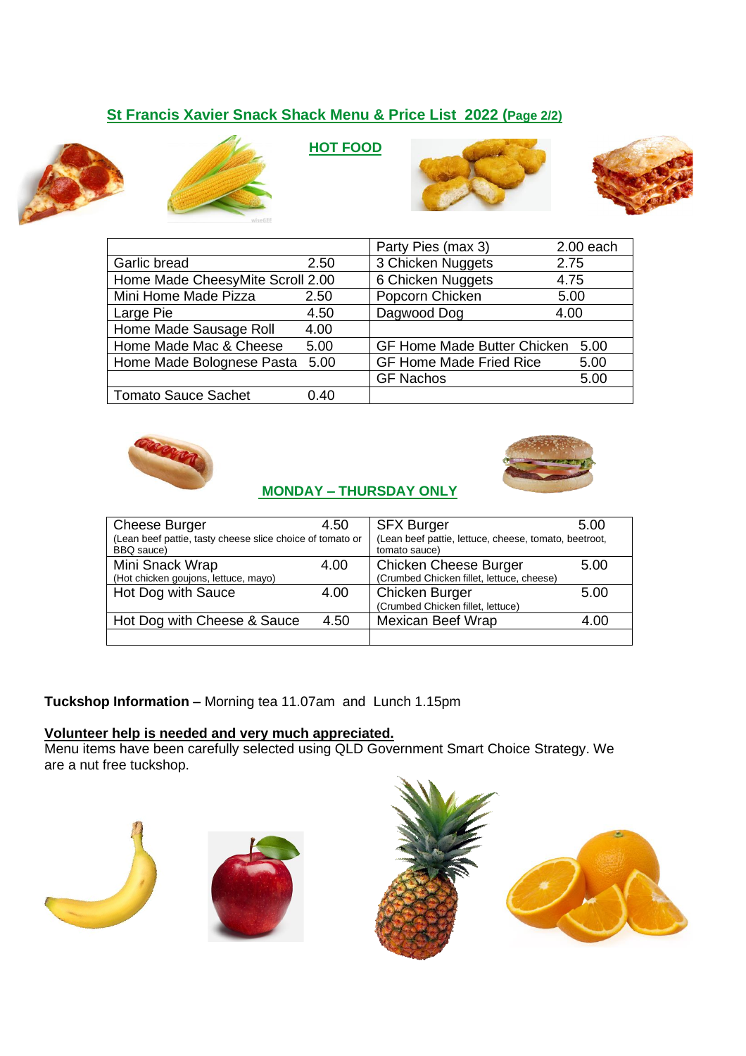## St Francis Xavier Snack Shack Menu & Price List 2022 (Page 2/2)

### HOT FOOD

| | | | |
|---|---|---|---|
| | | Party Pies (max 3) | 2.00 each |
| Garlic bread | 2.50 | 3 Chicken Nuggets | 2.75 |
| Home Made CheesyMite Scroll | 2.00 | 6 Chicken Nuggets | 4.75 |
| Mini Home Made Pizza | 2.50 | Popcorn Chicken | 5.00 |
| Large Pie | 4.50 | Dagwood Dog | 4.00 |
| Home Made Sausage Roll | 4.00 | | |
| Home Made Mac & Cheese | 5.00 | GF Home Made Butter Chicken | 5.00 |
| Home Made Bolognese Pasta | 5.00 | GF Home Made Fried Rice | 5.00 |
| | | GF Nachos | 5.00 |
| Tomato Sauce Sachet | 0.40 | | |

### MONDAY – THURSDAY ONLY

| | | | |
|---|---|---|---|
| Cheese Burger (Lean beef pattie, tasty cheese slice choice of tomato or BBQ sauce) | 4.50 | SFX Burger (Lean beef pattie, lettuce, cheese, tomato, beetroot, tomato sauce) | 5.00 |
| Mini Snack Wrap (Hot chicken goujons, lettuce, mayo) | 4.00 | Chicken Cheese Burger (Crumbed Chicken fillet, lettuce, cheese) | 5.00 |
| Hot Dog with Sauce | 4.00 | Chicken Burger (Crumbed Chicken fillet, lettuce) | 5.00 |
| Hot Dog with Cheese & Sauce | 4.50 | Mexican Beef Wrap | 4.00 |
| | | | |

**Tuckshop Information –** Morning tea 11.07am and Lunch 1.15pm

**Volunteer help is needed and very much appreciated.**
Menu items have been carefully selected using QLD Government Smart Choice Strategy. We are a nut free tuckshop.